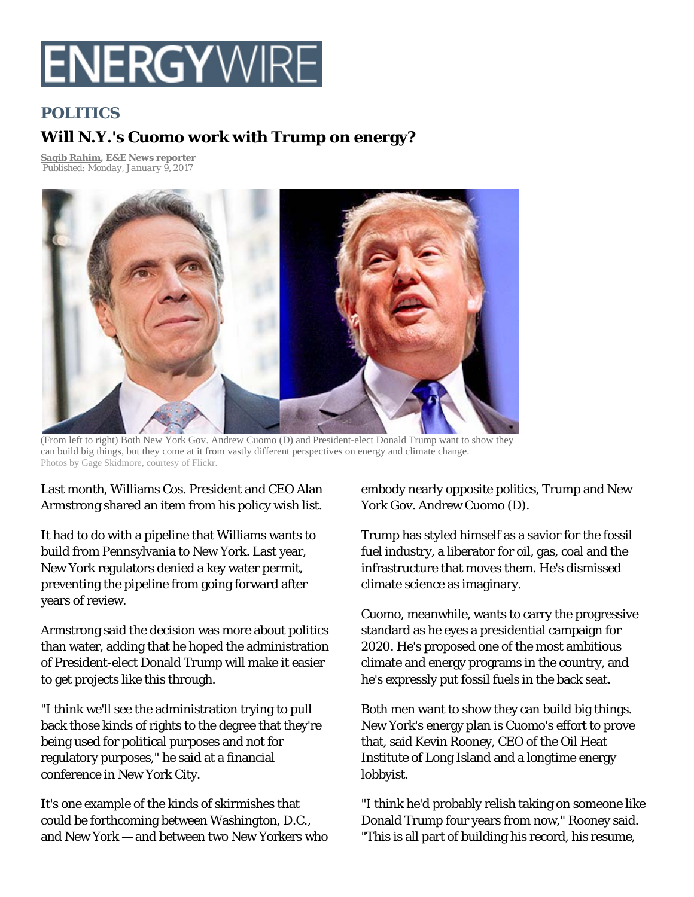# ENERGYWIRE

## POLITICS

## Will N.Y.'s Cuomo work with Trump on energy?

**Saqib Rahim, E&E News reporter**
*Published: Monday, January 9, 2017*

(From left to right) Both New York Gov. Andrew Cuomo (D) and President-elect Donald Trump want to show they can build big things, but they come at it from vastly different perspectives on energy and climate change.
Photos by Gage Skidmore, courtesy of Flickr.

Last month, Williams Cos. President and CEO Alan Armstrong shared an item from his policy wish list.

It had to do with a pipeline that Williams wants to build from Pennsylvania to New York. Last year, New York regulators denied a key water permit, preventing the pipeline from going forward after years of review.

Armstrong said the decision was more about politics than water, adding that he hoped the administration of President-elect Donald Trump will make it easier to get projects like this through.

"I think we'll see the administration trying to pull back those kinds of rights to the degree that they're being used for political purposes and not for regulatory purposes," he said at a financial conference in New York City.

It's one example of the kinds of skirmishes that could be forthcoming between Washington, D.C., and New York — and between two New Yorkers who embody nearly opposite politics, Trump and New York Gov. Andrew Cuomo (D).

Trump has styled himself as a savior for the fossil fuel industry, a liberator for oil, gas, coal and the infrastructure that moves them. He's dismissed climate science as imaginary.

Cuomo, meanwhile, wants to carry the progressive standard as he eyes a presidential campaign for 2020. He's proposed one of the most ambitious climate and energy programs in the country, and he's expressly put fossil fuels in the back seat.

Both men want to show they can build big things. New York's energy plan is Cuomo's effort to prove that, said Kevin Rooney, CEO of the Oil Heat Institute of Long Island and a longtime energy lobbyist.

"I think he'd probably relish taking on someone like Donald Trump four years from now," Rooney said. "This is all part of building his record, his resume,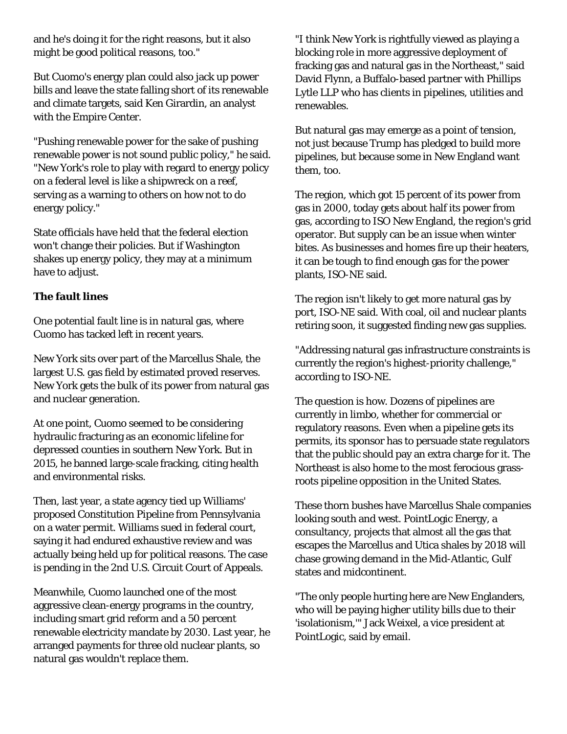and he's doing it for the right reasons, but it also might be good political reasons, too."

But Cuomo's energy plan could also jack up power bills and leave the state falling short of its renewable and climate targets, said Ken Girardin, an analyst with the Empire Center.

"Pushing renewable power for the sake of pushing renewable power is not sound public policy," he said. "New York's role to play with regard to energy policy on a federal level is like a shipwreck on a reef, serving as a warning to others on how not to do energy policy."

State officials have held that the federal election won't change their policies. But if Washington shakes up energy policy, they may at a minimum have to adjust.

**The fault lines**

One potential fault line is in natural gas, where Cuomo has tacked left in recent years.

New York sits over part of the Marcellus Shale, the largest U.S. gas field by estimated proved reserves. New York gets the bulk of its power from natural gas and nuclear generation.

At one point, Cuomo seemed to be considering hydraulic fracturing as an economic lifeline for depressed counties in southern New York. But in 2015, he banned large-scale fracking, citing health and environmental risks.

Then, last year, a state agency tied up Williams' proposed Constitution Pipeline from Pennsylvania on a water permit. Williams sued in federal court, saying it had endured exhaustive review and was actually being held up for political reasons. The case is pending in the 2nd U.S. Circuit Court of Appeals.

Meanwhile, Cuomo launched one of the most aggressive clean-energy programs in the country, including smart grid reform and a 50 percent renewable electricity mandate by 2030. Last year, he arranged payments for three old nuclear plants, so natural gas wouldn't replace them.

"I think New York is rightfully viewed as playing a blocking role in more aggressive deployment of fracking gas and natural gas in the Northeast," said David Flynn, a Buffalo-based partner with Phillips Lytle LLP who has clients in pipelines, utilities and renewables.

But natural gas may emerge as a point of tension, not just because Trump has pledged to build more pipelines, but because some in New England want them, too.

The region, which got 15 percent of its power from gas in 2000, today gets about half its power from gas, according to ISO New England, the region's grid operator. But supply can be an issue when winter bites. As businesses and homes fire up their heaters, it can be tough to find enough gas for the power plants, ISO-NE said.

The region isn't likely to get more natural gas by port, ISO-NE said. With coal, oil and nuclear plants retiring soon, it suggested finding new gas supplies.

"Addressing natural gas infrastructure constraints is currently the region's highest-priority challenge," according to ISO-NE.

The question is how. Dozens of pipelines are currently in limbo, whether for commercial or regulatory reasons. Even when a pipeline gets its permits, its sponsor has to persuade state regulators that the public should pay an extra charge for it. The Northeast is also home to the most ferocious grass-roots pipeline opposition in the United States.

These thorn bushes have Marcellus Shale companies looking south and west. PointLogic Energy, a consultancy, projects that almost all the gas that escapes the Marcellus and Utica shales by 2018 will chase growing demand in the Mid-Atlantic, Gulf states and midcontinent.

"The only people hurting here are New Englanders, who will be paying higher utility bills due to their 'isolationism,'" Jack Weixel, a vice president at PointLogic, said by email.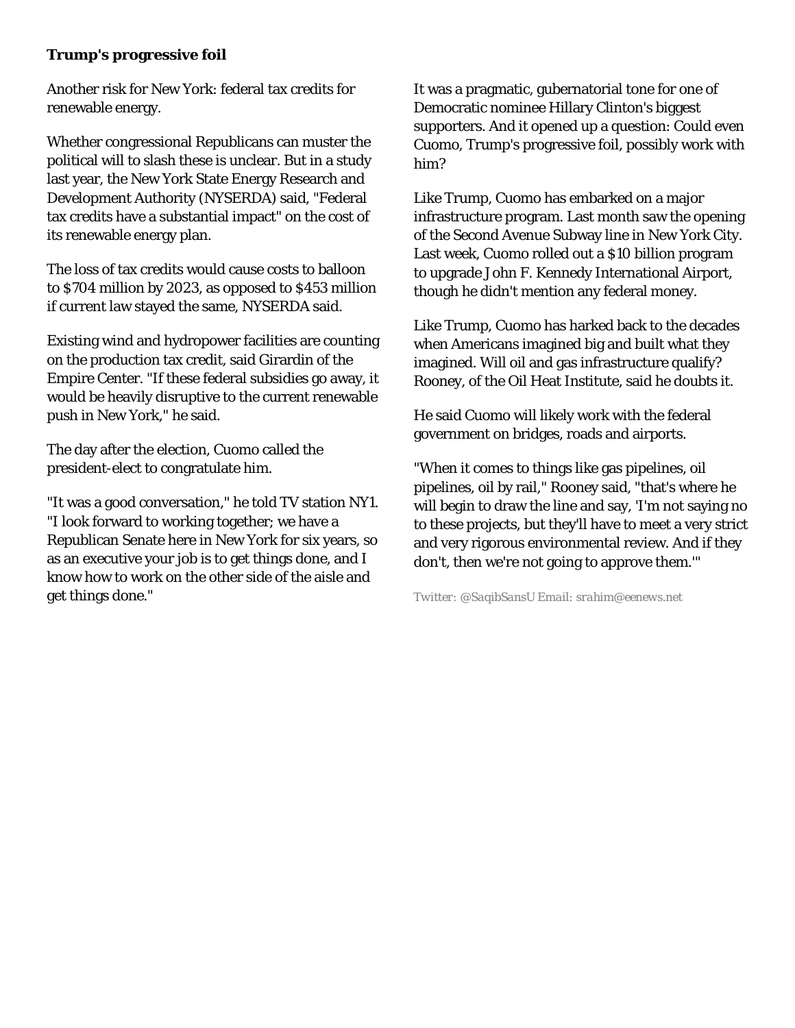### Trump's progressive foil

Another risk for New York: federal tax credits for renewable energy.

Whether congressional Republicans can muster the political will to slash these is unclear. But in a study last year, the New York State Energy Research and Development Authority (NYSERDA) said, "Federal tax credits have a substantial impact" on the cost of its renewable energy plan.

The loss of tax credits would cause costs to balloon to $704 million by 2023, as opposed to $453 million if current law stayed the same, NYSERDA said.

Existing wind and hydropower facilities are counting on the production tax credit, said Girardin of the Empire Center. "If these federal subsidies go away, it would be heavily disruptive to the current renewable push in New York," he said.

The day after the election, Cuomo called the president-elect to congratulate him.

"It was a good conversation," he told TV station NY1. "I look forward to working together; we have a Republican Senate here in New York for six years, so as an executive your job is to get things done, and I know how to work on the other side of the aisle and get things done."

It was a pragmatic, gubernatorial tone for one of Democratic nominee Hillary Clinton's biggest supporters. And it opened up a question: Could even Cuomo, Trump's progressive foil, possibly work with him?

Like Trump, Cuomo has embarked on a major infrastructure program. Last month saw the opening of the Second Avenue Subway line in New York City. Last week, Cuomo rolled out a $10 billion program to upgrade John F. Kennedy International Airport, though he didn't mention any federal money.

Like Trump, Cuomo has harked back to the decades when Americans imagined big and built what they imagined. Will oil and gas infrastructure qualify? Rooney, of the Oil Heat Institute, said he doubts it.

He said Cuomo will likely work with the federal government on bridges, roads and airports.

"When it comes to things like gas pipelines, oil pipelines, oil by rail," Rooney said, "that's where he will begin to draw the line and say, 'I'm not saying no to these projects, but they'll have to meet a very strict and very rigorous environmental review. And if they don't, then we're not going to approve them.'"

*Twitter: @SaqibSansU Email: srahim@eenews.net*